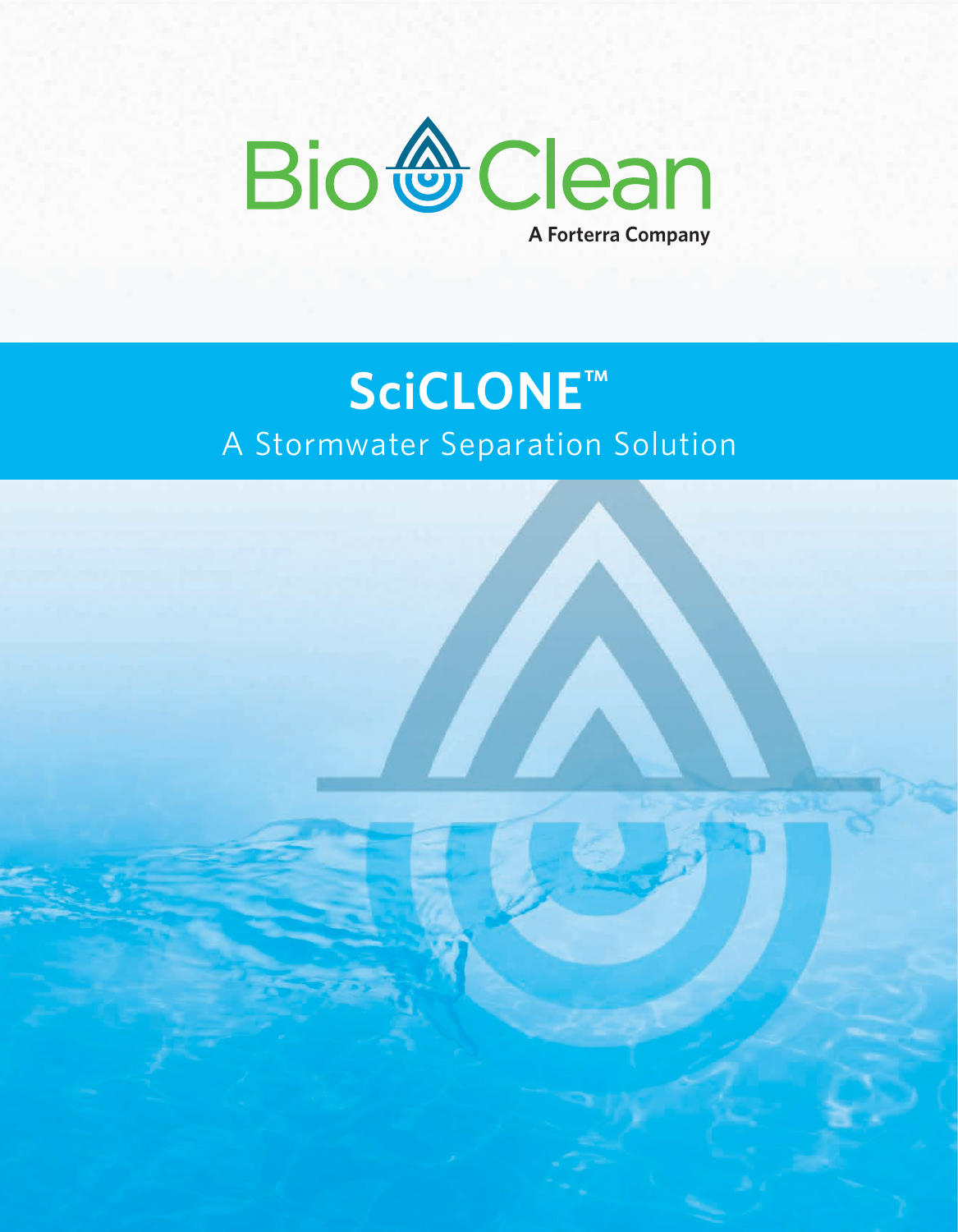Bio Clean

A Forterra Company

# SciCLONE™

A Stormwater Separation Solution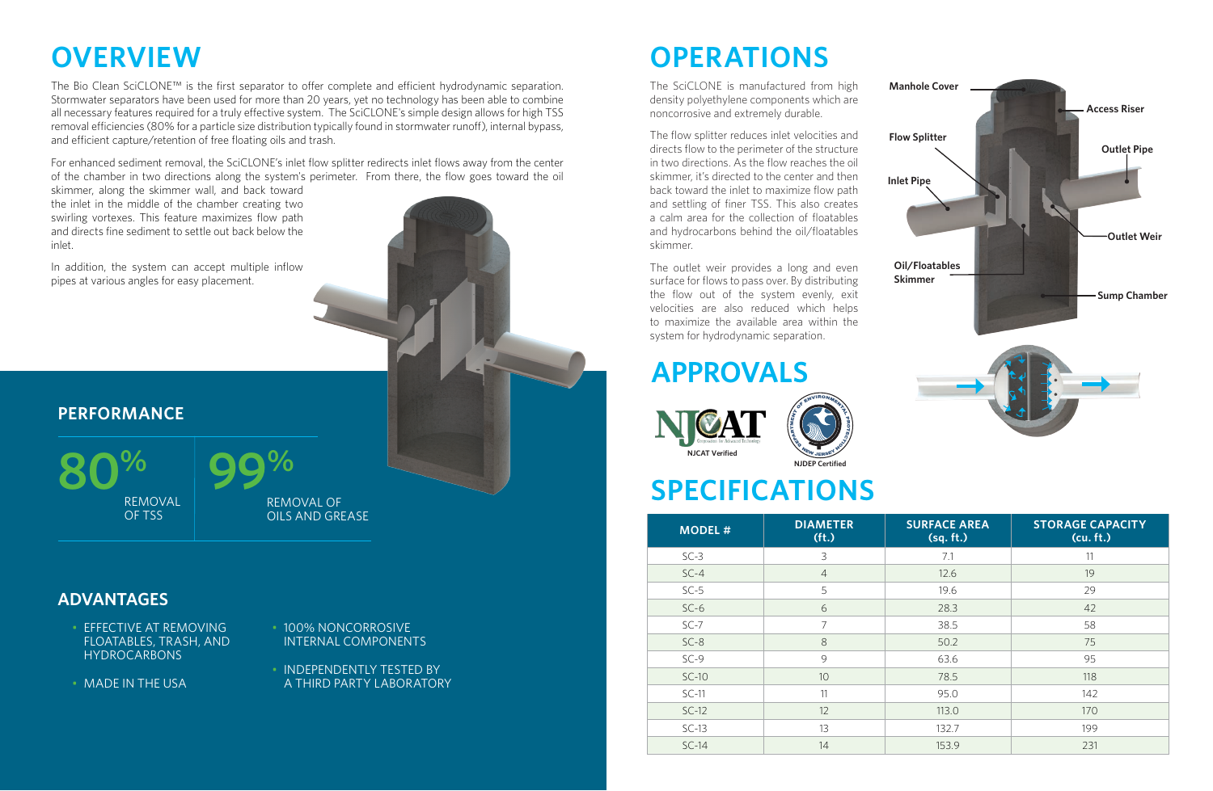# OVERVIEW

The Bio Clean SciCLONE™ is the first separator to offer complete and efficient hydrodynamic separation. Stormwater separators have been used for more than 20 years, yet no technology has been able to combine all necessary features required for a truly effective system. The SciCLONE's simple design allows for high TSS removal efficiencies (80% for a particle size distribution typically found in stormwater runoff), internal bypass, and efficient capture/retention of free floating oils and trash.

For enhanced sediment removal, the SciCLONE's inlet flow splitter redirects inlet flows away from the center of the chamber in two directions along the system's perimeter. From there, the flow goes toward the oil skimmer, along the skimmer wall, and back toward the inlet in the middle of the chamber creating two swirling vortexes. This feature maximizes flow path and directs fine sediment to settle out back below the inlet.

In addition, the system can accept multiple inflow pipes at various angles for easy placement.

## PERFORMANCE

**80%** REMOVAL OF TSS

**99%** REMOVAL OF OILS AND GREASE

## ADVANTAGES

- EFFECTIVE AT REMOVING FLOATABLES, TRASH, AND HYDROCARBONS
- MADE IN THE USA
- 100% NONCORROSIVE INTERNAL COMPONENTS
- INDEPENDENTLY TESTED BY A THIRD PARTY LABORATORY

# OPERATIONS

The SciCLONE is manufactured from high density polyethylene components which are noncorrosive and extremely durable.

The flow splitter reduces inlet velocities and directs flow to the perimeter of the structure in two directions. As the flow reaches the oil skimmer, it's directed to the center and then back toward the inlet to maximize flow path and settling of finer TSS. This also creates a calm area for the collection of floatables and hydrocarbons behind the oil/floatables skimmer.

The outlet weir provides a long and even surface for flows to pass over. By distributing the flow out of the system evenly, exit velocities are also reduced which helps to maximize the available area within the system for hydrodynamic separation.

Manhole Cover, Access Riser, Flow Splitter, Outlet Pipe, Inlet Pipe, Outlet Weir, Oil/Floatables Skimmer, Sump Chamber

# APPROVALS

NJCAT Verified

NJDEP Certified

# SPECIFICATIONS

| MODEL # | DIAMETER (ft.) | SURFACE AREA (sq. ft.) | STORAGE CAPACITY (cu. ft.) |
|---|---|---|---|
| SC-3 | 3 | 7.1 | 11 |
| SC-4 | 4 | 12.6 | 19 |
| SC-5 | 5 | 19.6 | 29 |
| SC-6 | 6 | 28.3 | 42 |
| SC-7 | 7 | 38.5 | 58 |
| SC-8 | 8 | 50.2 | 75 |
| SC-9 | 9 | 63.6 | 95 |
| SC-10 | 10 | 78.5 | 118 |
| SC-11 | 11 | 95.0 | 142 |
| SC-12 | 12 | 113.0 | 170 |
| SC-13 | 13 | 132.7 | 199 |
| SC-14 | 14 | 153.9 | 231 |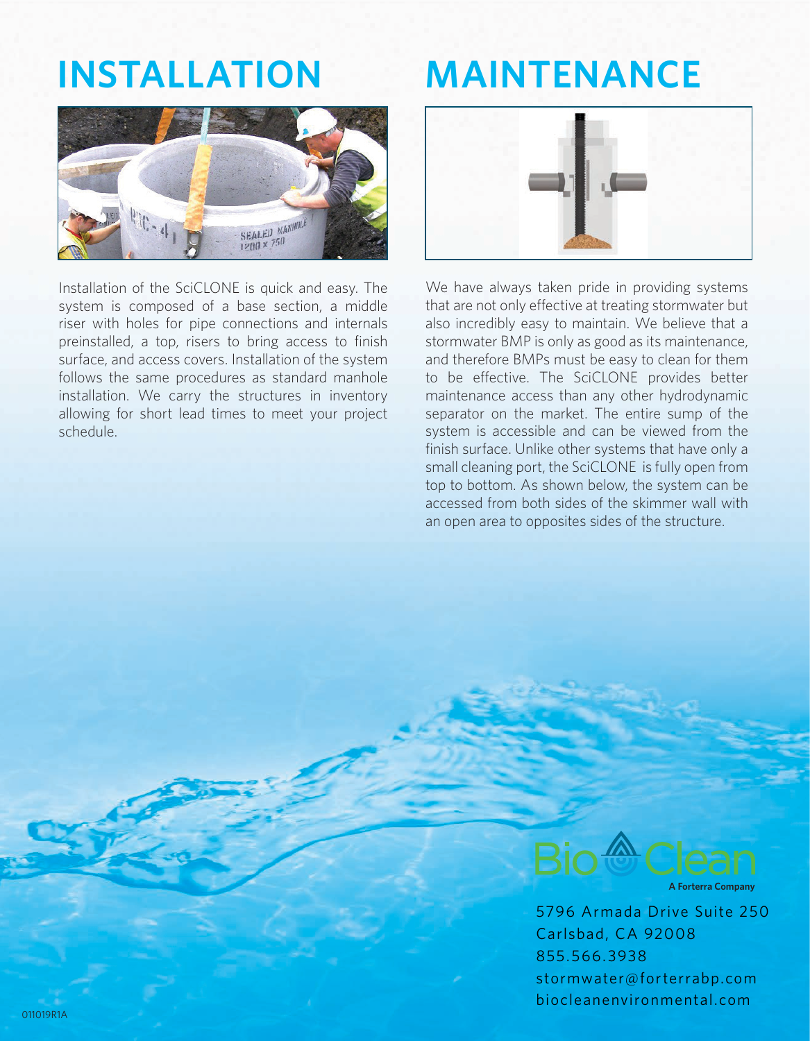# INSTALLATION

Installation of the SciCLONE is quick and easy. The system is composed of a base section, a middle riser with holes for pipe connections and internals preinstalled, a top, risers to bring access to finish surface, and access covers. Installation of the system follows the same procedures as standard manhole installation. We carry the structures in inventory allowing for short lead times to meet your project schedule.

# MAINTENANCE

We have always taken pride in providing systems that are not only effective at treating stormwater but also incredibly easy to maintain. We believe that a stormwater BMP is only as good as its maintenance, and therefore BMPs must be easy to clean for them to be effective. The SciCLONE provides better maintenance access than any other hydrodynamic separator on the market. The entire sump of the system is accessible and can be viewed from the finish surface. Unlike other systems that have only a small cleaning port, the SciCLONE is fully open from top to bottom. As shown below, the system can be accessed from both sides of the skimmer wall with an open area to opposites sides of the structure.

Bio Clean
A Forterra Company

5796 Armada Drive Suite 250
Carlsbad, CA 92008
855.566.3938
stormwater@forterrabp.com
biocleanenvironmental.com

011019R1A